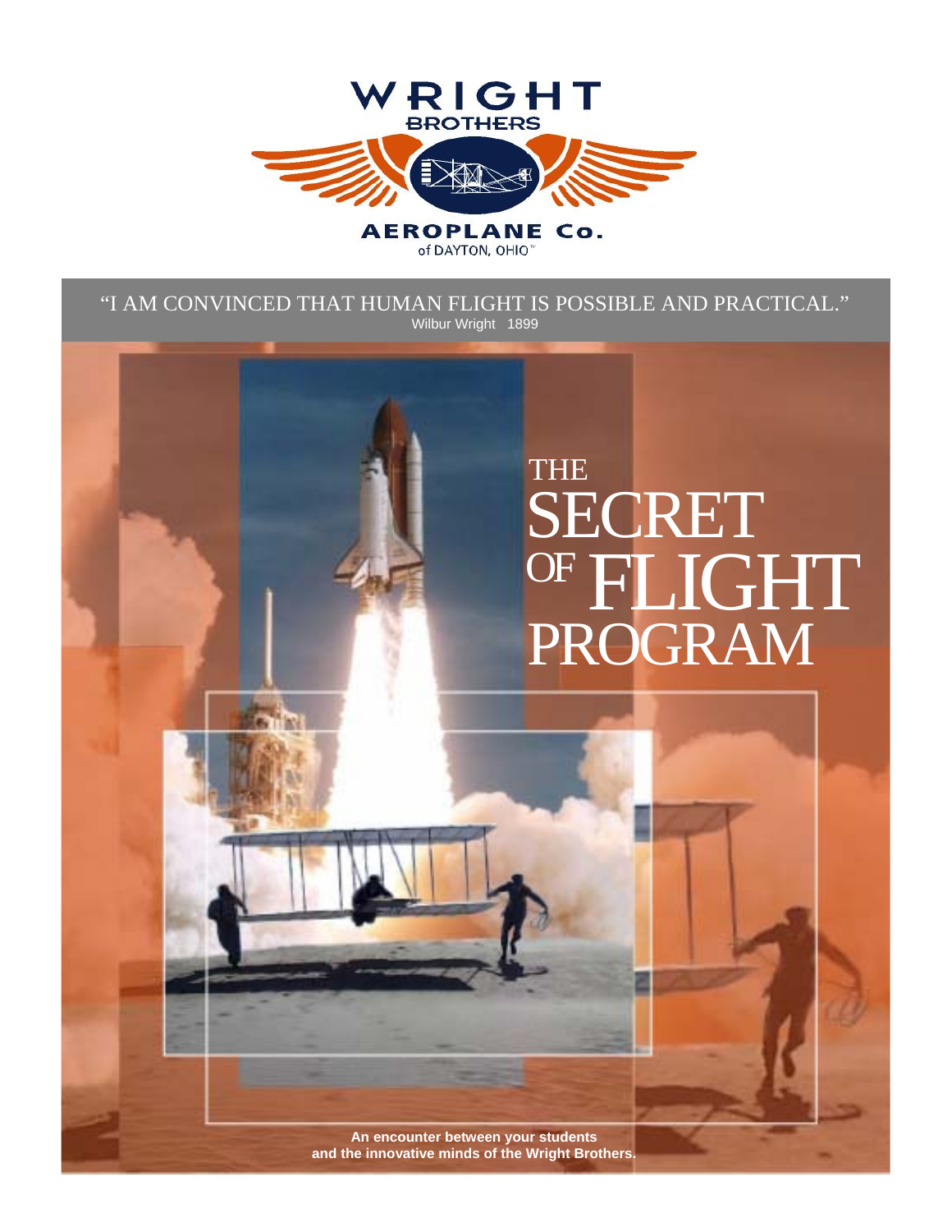WRIGHT BROTHERS AEROPLANE Co. of DAYTON, OHIO™

"I AM CONVINCED THAT HUMAN FLIGHT IS POSSIBLE AND PRACTICAL."
Wilbur Wright 1899

# THE SECRET OF FLIGHT PROGRAM

**An encounter between your students and the innovative minds of the Wright Brothers.**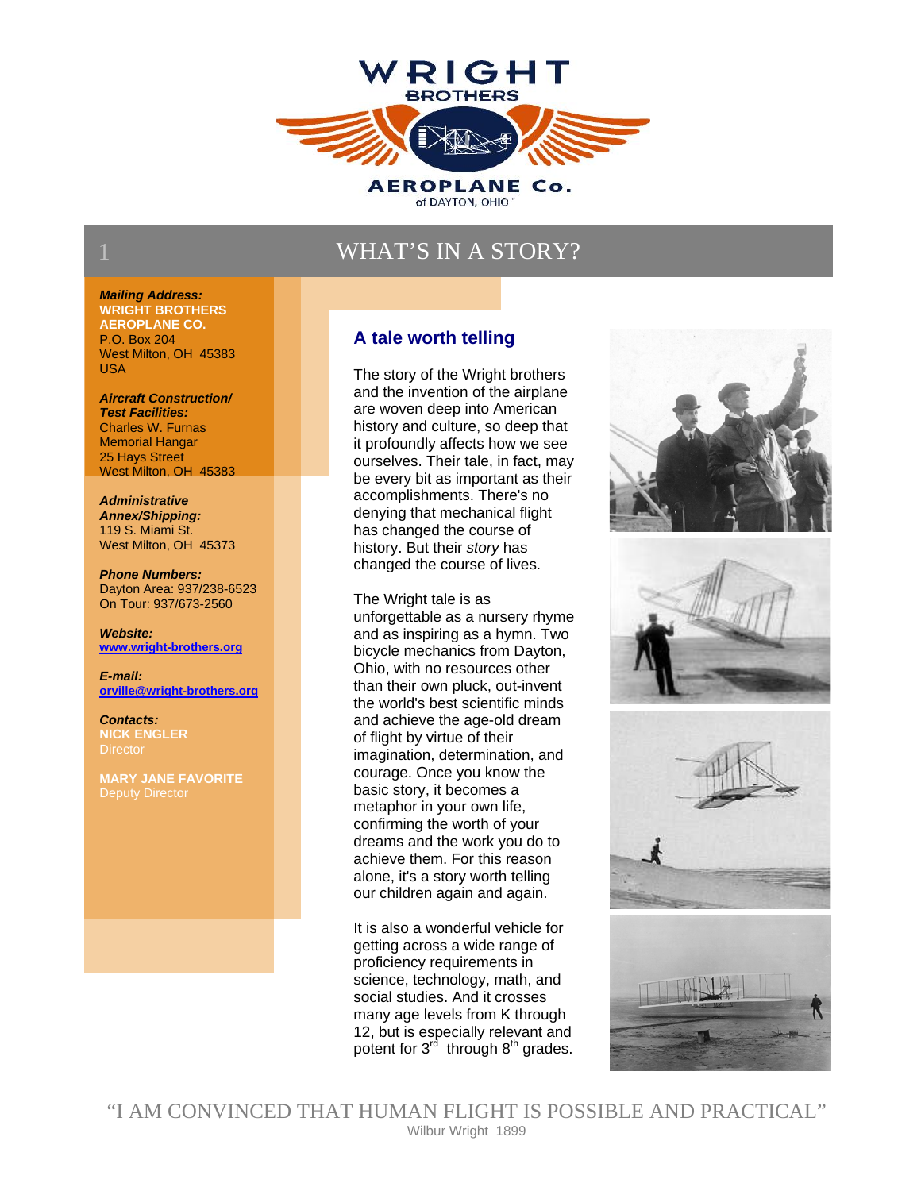WRIGHT BROTHERS AEROPLANE Co. of DAYTON, OHIO

# WHAT'S IN A STORY?

***Mailing Address:***
**WRIGHT BROTHERS AEROPLANE CO.**
P.O. Box 204
West Milton, OH 45383
USA

***Aircraft Construction/ Test Facilities:***
Charles W. Furnas Memorial Hangar
25 Hays Street
West Milton, OH 45383

***Administrative Annex/Shipping:***
119 S. Miami St.
West Milton, OH 45373

***Phone Numbers:***
Dayton Area: 937/238-6523
On Tour: 937/673-2560

***Website:***
**www.wright-brothers.org**

***E-mail:***
**orville@wright-brothers.org**

***Contacts:***
**NICK ENGLER**
Director

**MARY JANE FAVORITE**
Deputy Director

## A tale worth telling

The story of the Wright brothers and the invention of the airplane are woven deep into American history and culture, so deep that it profoundly affects how we see ourselves. Their tale, in fact, may be every bit as important as their accomplishments. There's no denying that mechanical flight has changed the course of history. But their *story* has changed the course of lives.

The Wright tale is as unforgettable as a nursery rhyme and as inspiring as a hymn. Two bicycle mechanics from Dayton, Ohio, with no resources other than their own pluck, out-invent the world's best scientific minds and achieve the age-old dream of flight by virtue of their imagination, determination, and courage. Once you know the basic story, it becomes a metaphor in your own life, confirming the worth of your dreams and the work you do to achieve them. For this reason alone, it's a story worth telling our children again and again.

It is also a wonderful vehicle for getting across a wide range of proficiency requirements in science, technology, math, and social studies. And it crosses many age levels from K through 12, but is especially relevant and potent for 3rd through 8th grades.

"I AM CONVINCED THAT HUMAN FLIGHT IS POSSIBLE AND PRACTICAL"
Wilbur Wright 1899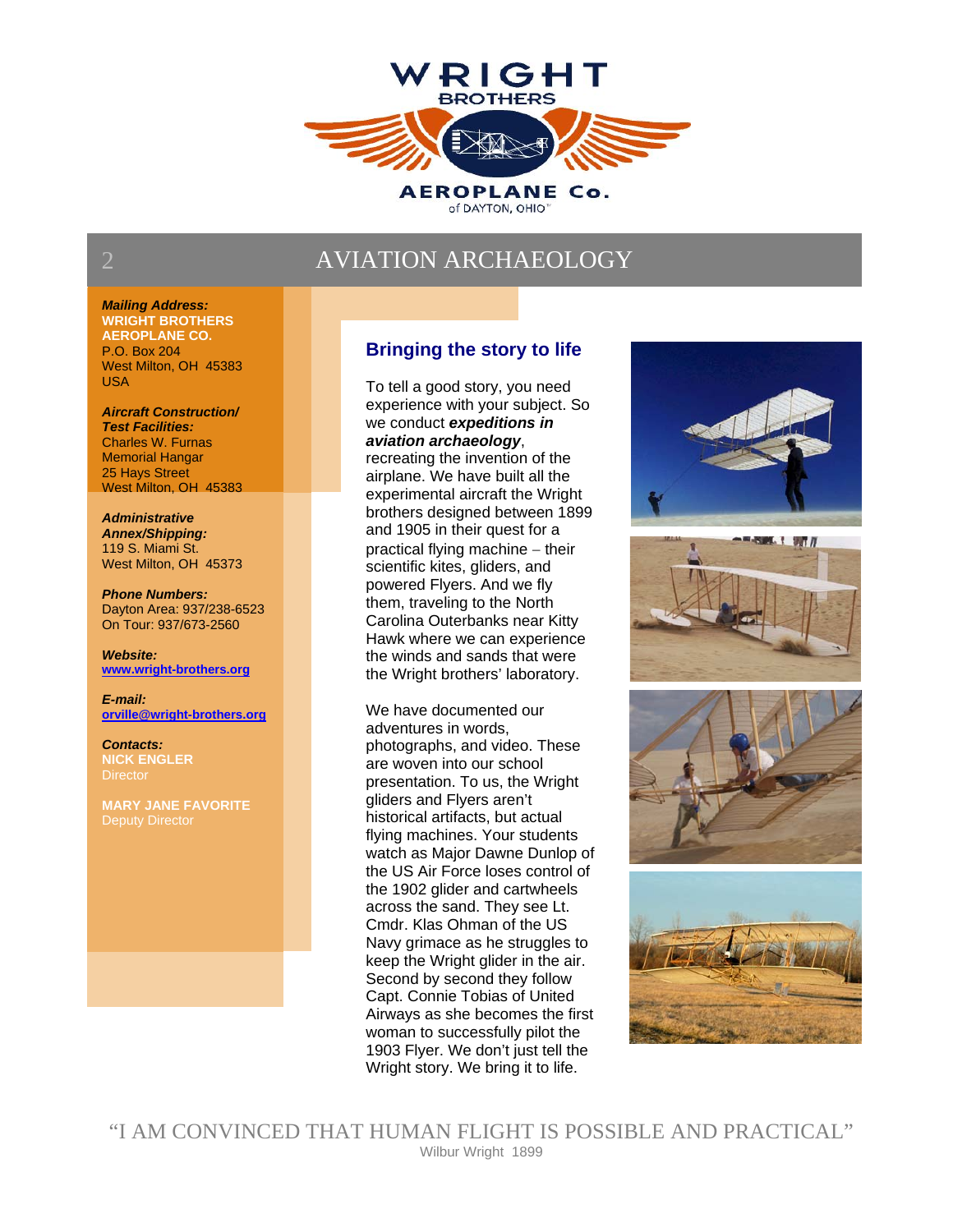WRIGHT BROTHERS AEROPLANE Co. of DAYTON, OHIO

# AVIATION ARCHAEOLOGY

***Mailing Address:***
**WRIGHT BROTHERS AEROPLANE CO.**
P.O. Box 204
West Milton, OH 45383
USA

***Aircraft Construction/ Test Facilities:***
Charles W. Furnas Memorial Hangar
25 Hays Street
West Milton, OH 45383

***Administrative Annex/Shipping:***
119 S. Miami St.
West Milton, OH 45373

***Phone Numbers:***
Dayton Area: 937/238-6523
On Tour: 937/673-2560

***Website:***
www.wright-brothers.org

***E-mail:***
orville@wright-brothers.org

***Contacts:***
**NICK ENGLER**
Director

**MARY JANE FAVORITE**
Deputy Director

## Bringing the story to life

To tell a good story, you need experience with your subject. So we conduct ***expeditions in aviation archaeology***, recreating the invention of the airplane. We have built all the experimental aircraft the Wright brothers designed between 1899 and 1905 in their quest for a practical flying machine – their scientific kites, gliders, and powered Flyers. And we fly them, traveling to the North Carolina Outerbanks near Kitty Hawk where we can experience the winds and sands that were the Wright brothers' laboratory.

We have documented our adventures in words, photographs, and video. These are woven into our school presentation. To us, the Wright gliders and Flyers aren't historical artifacts, but actual flying machines. Your students watch as Major Dawne Dunlop of the US Air Force loses control of the 1902 glider and cartwheels across the sand. They see Lt. Cmdr. Klas Ohman of the US Navy grimace as he struggles to keep the Wright glider in the air. Second by second they follow Capt. Connie Tobias of United Airways as she becomes the first woman to successfully pilot the 1903 Flyer. We don't just tell the Wright story. We bring it to life.

"I AM CONVINCED THAT HUMAN FLIGHT IS POSSIBLE AND PRACTICAL"
Wilbur Wright 1899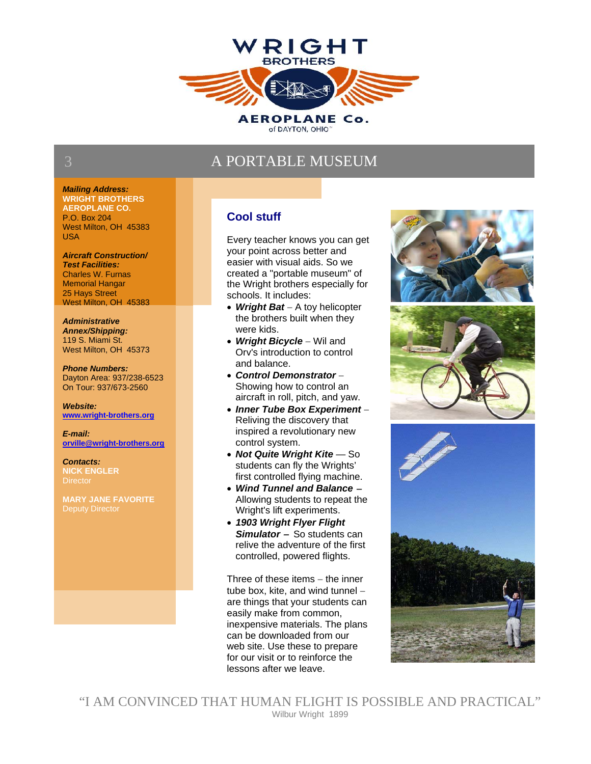# A PORTABLE MUSEUM

***Mailing Address:***
**WRIGHT BROTHERS AEROPLANE CO.**
P.O. Box 204
West Milton, OH 45383
USA

***Aircraft Construction/ Test Facilities:***
Charles W. Furnas Memorial Hangar
25 Hays Street
West Milton, OH 45383

***Administrative Annex/Shipping:***
119 S. Miami St.
West Milton, OH 45373

***Phone Numbers:***
Dayton Area: 937/238-6523
On Tour: 937/673-2560

***Website:***
www.wright-brothers.org

***E-mail:***
orville@wright-brothers.org

***Contacts:***
**NICK ENGLER**
Director

**MARY JANE FAVORITE**
Deputy Director

## Cool stuff

Every teacher knows you can get your point across better and easier with visual aids. So we created a "portable museum" of the Wright brothers especially for schools. It includes:

- ***Wright Bat*** – A toy helicopter the brothers built when they were kids.
- ***Wright Bicycle*** – Wil and Orv's introduction to control and balance.
- ***Control Demonstrator*** – Showing how to control an aircraft in roll, pitch, and yaw.
- ***Inner Tube Box Experiment*** – Reliving the discovery that inspired a revolutionary new control system.
- ***Not Quite Wright Kite*** — So students can fly the Wrights' first controlled flying machine.
- ***Wind Tunnel and Balance*** – Allowing students to repeat the Wright's lift experiments.
- ***1903 Wright Flyer Flight Simulator*** – So students can relive the adventure of the first controlled, powered flights.

Three of these items – the inner tube box, kite, and wind tunnel – are things that your students can easily make from common, inexpensive materials. The plans can be downloaded from our web site. Use these to prepare for our visit or to reinforce the lessons after we leave.

"I AM CONVINCED THAT HUMAN FLIGHT IS POSSIBLE AND PRACTICAL"
Wilbur Wright 1899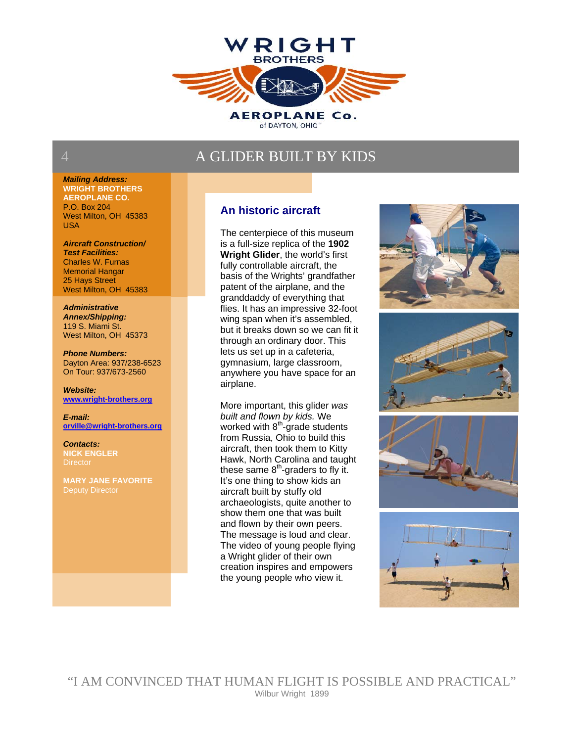# A GLIDER BUILT BY KIDS

***Mailing Address:***
**WRIGHT BROTHERS AEROPLANE CO.**
P.O. Box 204
West Milton, OH 45383
USA

***Aircraft Construction/ Test Facilities:***
Charles W. Furnas Memorial Hangar
25 Hays Street
West Milton, OH 45383

***Administrative Annex/Shipping:***
119 S. Miami St.
West Milton, OH 45373

***Phone Numbers:***
Dayton Area: 937/238-6523
On Tour: 937/673-2560

***Website:***
www.wright-brothers.org

***E-mail:***
orville@wright-brothers.org

***Contacts:***
**NICK ENGLER**
Director

**MARY JANE FAVORITE**
Deputy Director

## An historic aircraft

The centerpiece of this museum is a full-size replica of the **1902 Wright Glider**, the world's first fully controllable aircraft, the basis of the Wrights' grandfather patent of the airplane, and the granddaddy of everything that flies. It has an impressive 32-foot wing span when it's assembled, but it breaks down so we can fit it through an ordinary door. This lets us set up in a cafeteria, gymnasium, large classroom, anywhere you have space for an airplane.

More important, this glider *was built and flown by kids.* We worked with 8th-grade students from Russia, Ohio to build this aircraft, then took them to Kitty Hawk, North Carolina and taught these same 8th-graders to fly it. It's one thing to show kids an aircraft built by stuffy old archaeologists, quite another to show them one that was built and flown by their own peers. The message is loud and clear. The video of young people flying a Wright glider of their own creation inspires and empowers the young people who view it.

"I AM CONVINCED THAT HUMAN FLIGHT IS POSSIBLE AND PRACTICAL"
Wilbur Wright 1899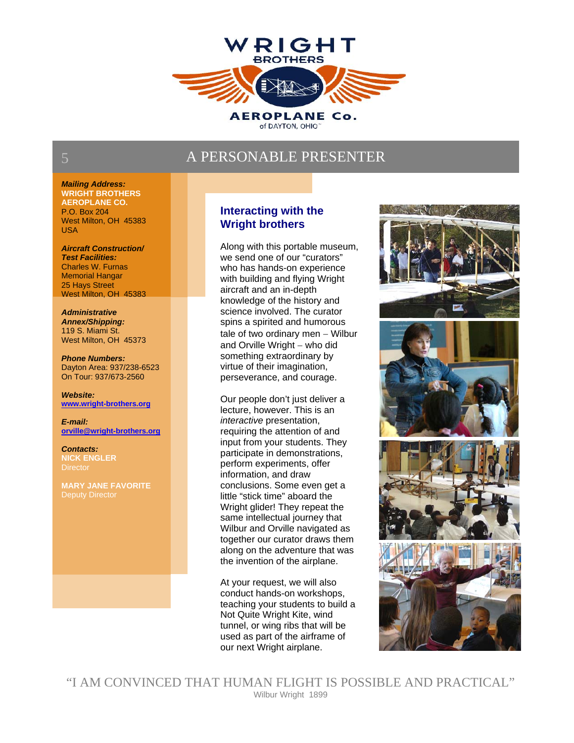# A PERSONABLE PRESENTER

***Mailing Address:***
**WRIGHT BROTHERS AEROPLANE CO.**
P.O. Box 204
West Milton, OH 45383
USA

***Aircraft Construction/ Test Facilities:***
Charles W. Furnas Memorial Hangar
25 Hays Street
West Milton, OH 45383

***Administrative Annex/Shipping:***
119 S. Miami St.
West Milton, OH 45373

***Phone Numbers:***
Dayton Area: 937/238-6523
On Tour: 937/673-2560

***Website:***
**www.wright-brothers.org**

***E-mail:***
**orville@wright-brothers.org**

***Contacts:***
**NICK ENGLER**
Director

**MARY JANE FAVORITE**
Deputy Director

## Interacting with the Wright brothers

Along with this portable museum, we send one of our "curators" who has hands-on experience with building and flying Wright aircraft and an in-depth knowledge of the history and science involved. The curator spins a spirited and humorous tale of two ordinary men – Wilbur and Orville Wright – who did something extraordinary by virtue of their imagination, perseverance, and courage.

Our people don't just deliver a lecture, however. This is an *interactive* presentation, requiring the attention of and input from your students. They participate in demonstrations, perform experiments, offer information, and draw conclusions. Some even get a little "stick time" aboard the Wright glider! They repeat the same intellectual journey that Wilbur and Orville navigated as together our curator draws them along on the adventure that was the invention of the airplane.

At your request, we will also conduct hands-on workshops, teaching your students to build a Not Quite Wright Kite, wind tunnel, or wing ribs that will be used as part of the airframe of our next Wright airplane.

"I AM CONVINCED THAT HUMAN FLIGHT IS POSSIBLE AND PRACTICAL"
Wilbur Wright 1899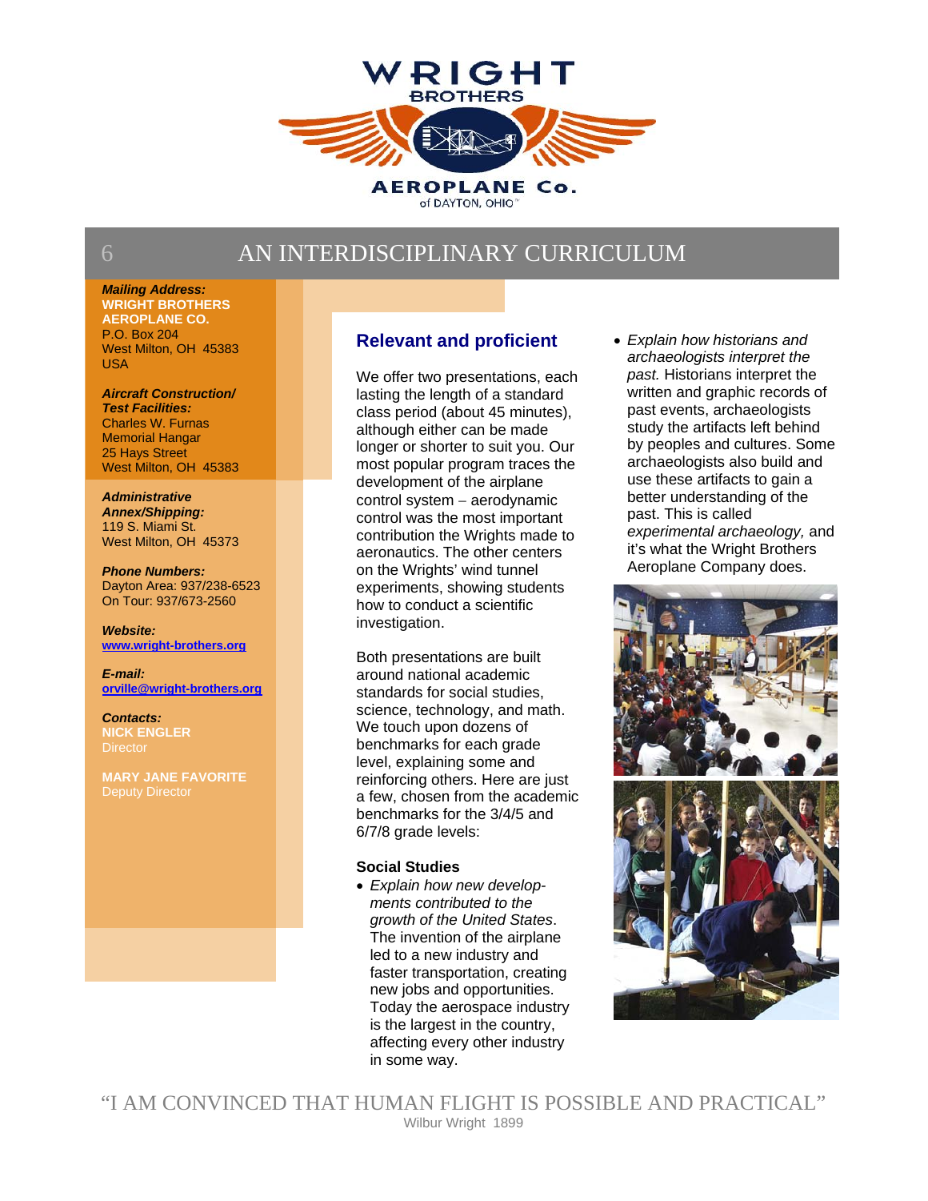# AN INTERDISCIPLINARY CURRICULUM

***Mailing Address:***
**WRIGHT BROTHERS AEROPLANE CO.**
P.O. Box 204
West Milton, OH 45383
USA

***Aircraft Construction/ Test Facilities:***
Charles W. Furnas Memorial Hangar
25 Hays Street
West Milton, OH 45383

***Administrative Annex/Shipping:***
119 S. Miami St.
West Milton, OH 45373

***Phone Numbers:***
Dayton Area: 937/238-6523
On Tour: 937/673-2560

***Website:***
www.wright-brothers.org

***E-mail:***
orville@wright-brothers.org

***Contacts:***
**NICK ENGLER**
Director

**MARY JANE FAVORITE**
Deputy Director

## Relevant and proficient

We offer two presentations, each lasting the length of a standard class period (about 45 minutes), although either can be made longer or shorter to suit you. Our most popular program traces the development of the airplane control system – aerodynamic control was the most important contribution the Wrights made to aeronautics. The other centers on the Wrights' wind tunnel experiments, showing students how to conduct a scientific investigation.

Both presentations are built around national academic standards for social studies, science, technology, and math. We touch upon dozens of benchmarks for each grade level, explaining some and reinforcing others. Here are just a few, chosen from the academic benchmarks for the 3/4/5 and 6/7/8 grade levels:

### Social Studies

- *Explain how new developments contributed to the growth of the United States*. The invention of the airplane led to a new industry and faster transportation, creating new jobs and opportunities. Today the aerospace industry is the largest in the country, affecting every other industry in some way.
- *Explain how historians and archaeologists interpret the past.* Historians interpret the written and graphic records of past events, archaeologists study the artifacts left behind by peoples and cultures. Some archaeologists also build and use these artifacts to gain a better understanding of the past. This is called *experimental archaeology,* and it's what the Wright Brothers Aeroplane Company does.

"I AM CONVINCED THAT HUMAN FLIGHT IS POSSIBLE AND PRACTICAL"
Wilbur Wright 1899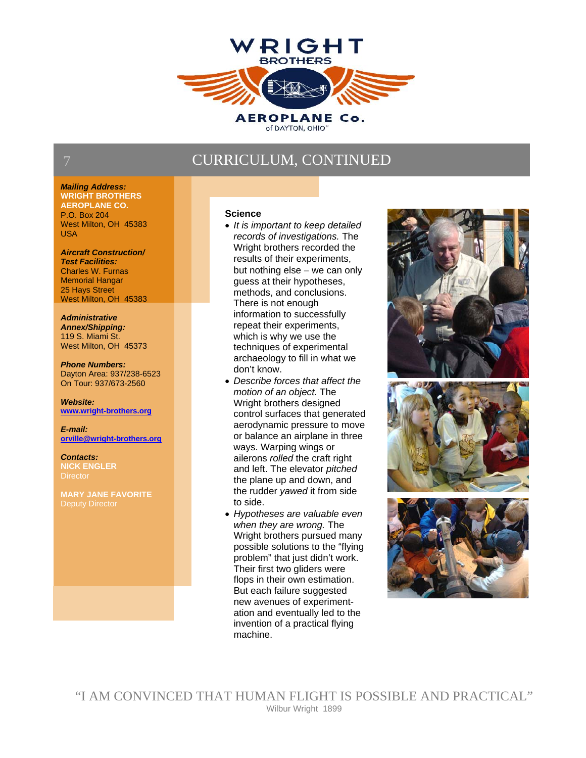# CURRICULUM, CONTINUED

***Mailing Address:***
**WRIGHT BROTHERS AEROPLANE CO.**
P.O. Box 204
West Milton, OH 45383
USA

***Aircraft Construction/ Test Facilities:***
Charles W. Furnas Memorial Hangar
25 Hays Street
West Milton, OH 45383

***Administrative Annex/Shipping:***
119 S. Miami St.
West Milton, OH 45373

***Phone Numbers:***
Dayton Area: 937/238-6523
On Tour: 937/673-2560

***Website:***
**www.wright-brothers.org**

***E-mail:***
**orville@wright-brothers.org**

***Contacts:***
**NICK ENGLER**
Director

**MARY JANE FAVORITE**
Deputy Director

**Science**

- *It is important to keep detailed records of investigations.* The Wright brothers recorded the results of their experiments, but nothing else – we can only guess at their hypotheses, methods, and conclusions. There is not enough information to successfully repeat their experiments, which is why we use the techniques of experimental archaeology to fill in what we don't know.
- *Describe forces that affect the motion of an object.* The Wright brothers designed control surfaces that generated aerodynamic pressure to move or balance an airplane in three ways. Warping wings or ailerons *rolled* the craft right and left. The elevator *pitched* the plane up and down, and the rudder *yawed* it from side to side.
- *Hypotheses are valuable even when they are wrong.* The Wright brothers pursued many possible solutions to the "flying problem" that just didn't work. Their first two gliders were flops in their own estimation. But each failure suggested new avenues of experimentation and eventually led to the invention of a practical flying machine.

"I AM CONVINCED THAT HUMAN FLIGHT IS POSSIBLE AND PRACTICAL"
Wilbur Wright 1899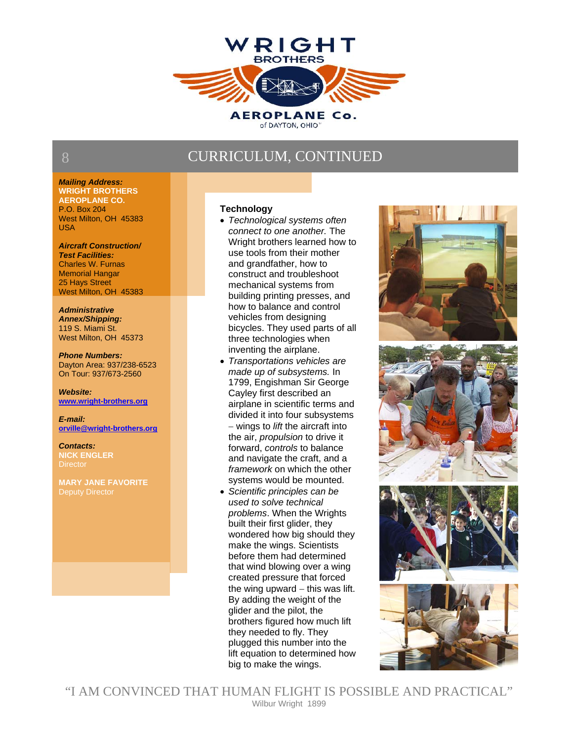# CURRICULUM, CONTINUED

***Mailing Address:***
**WRIGHT BROTHERS AEROPLANE CO.**
P.O. Box 204
West Milton, OH 45383
USA

***Aircraft Construction/ Test Facilities:***
Charles W. Furnas Memorial Hangar
25 Hays Street
West Milton, OH 45383

***Administrative Annex/Shipping:***
119 S. Miami St.
West Milton, OH 45373

***Phone Numbers:***
Dayton Area: 937/238-6523
On Tour: 937/673-2560

***Website:***
**www.wright-brothers.org**

***E-mail:***
**orville@wright-brothers.org**

***Contacts:***
**NICK ENGLER**
Director

**MARY JANE FAVORITE**
Deputy Director

### Technology

- *Technological systems often connect to one another.* The Wright brothers learned how to use tools from their mother and grandfather, how to construct and troubleshoot mechanical systems from building printing presses, and how to balance and control vehicles from designing bicycles. They used parts of all three technologies when inventing the airplane.
- *Transportations vehicles are made up of subsystems.* In 1799, Engishman Sir George Cayley first described an airplane in scientific terms and divided it into four subsystems – wings to *lift* the aircraft into the air, *propulsion* to drive it forward, *controls* to balance and navigate the craft, and a *framework* on which the other systems would be mounted.
- *Scientific principles can be used to solve technical problems*. When the Wrights built their first glider, they wondered how big should they make the wings. Scientists before them had determined that wind blowing over a wing created pressure that forced the wing upward – this was lift. By adding the weight of the glider and the pilot, the brothers figured how much lift they needed to fly. They plugged this number into the lift equation to determined how big to make the wings.

"I AM CONVINCED THAT HUMAN FLIGHT IS POSSIBLE AND PRACTICAL"
Wilbur Wright 1899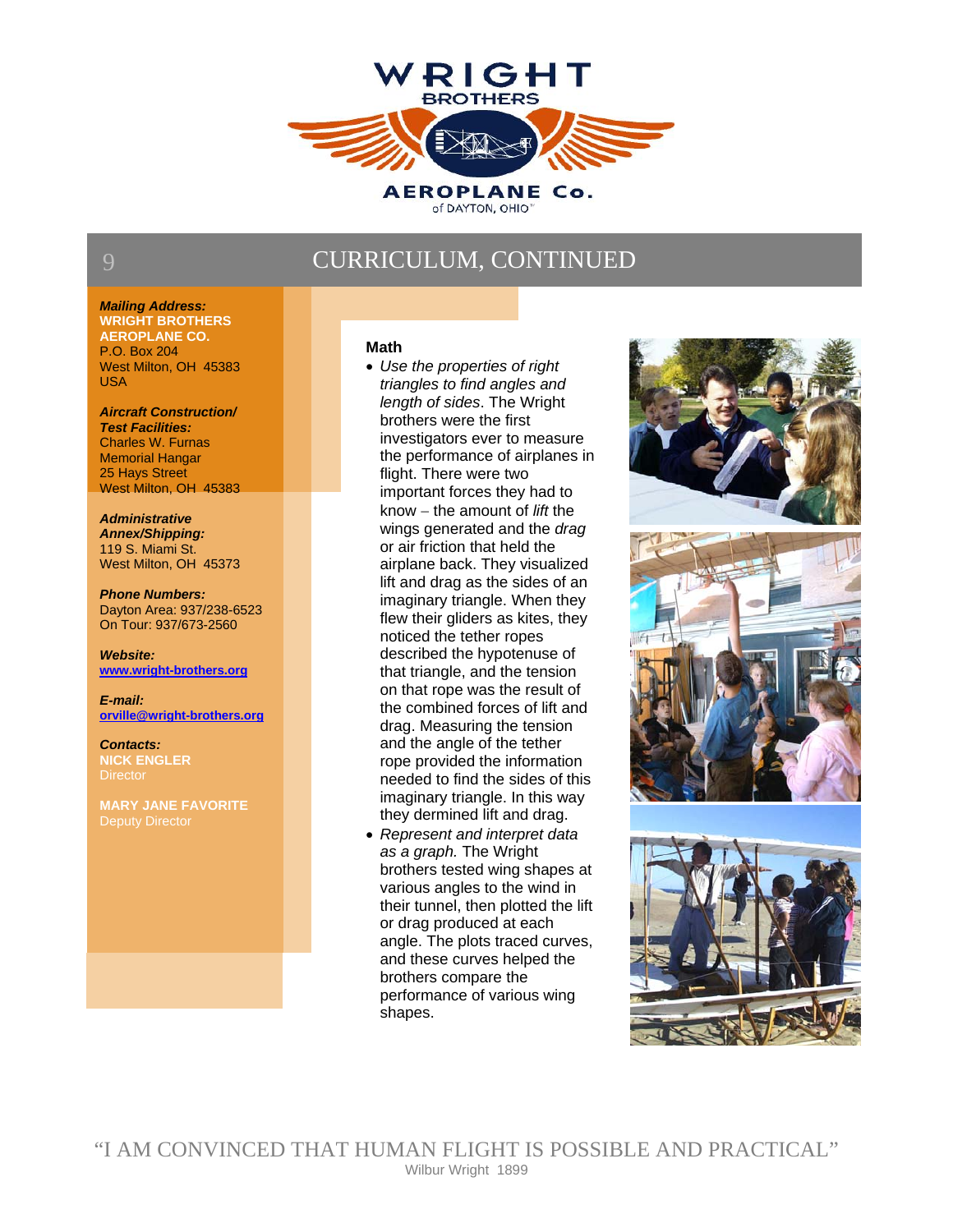# CURRICULUM, CONTINUED

***Mailing Address:***
**WRIGHT BROTHERS AEROPLANE CO.**
P.O. Box 204
West Milton, OH 45383
USA

***Aircraft Construction/ Test Facilities:***
Charles W. Furnas Memorial Hangar
25 Hays Street
West Milton, OH 45383

***Administrative Annex/Shipping:***
119 S. Miami St.
West Milton, OH 45373

***Phone Numbers:***
Dayton Area: 937/238-6523
On Tour: 937/673-2560

***Website:***
www.wright-brothers.org

***E-mail:***
orville@wright-brothers.org

***Contacts:***
**NICK ENGLER**
Director

**MARY JANE FAVORITE**
Deputy Director

## Math

- *Use the properties of right triangles to find angles and length of sides*. The Wright brothers were the first investigators ever to measure the performance of airplanes in flight. There were two important forces they had to know – the amount of *lift* the wings generated and the *drag* or air friction that held the airplane back. They visualized lift and drag as the sides of an imaginary triangle. When they flew their gliders as kites, they noticed the tether ropes described the hypotenuse of that triangle, and the tension on that rope was the result of the combined forces of lift and drag. Measuring the tension and the angle of the tether rope provided the information needed to find the sides of this imaginary triangle. In this way they dermined lift and drag.
- *Represent and interpret data as a graph.* The Wright brothers tested wing shapes at various angles to the wind in their tunnel, then plotted the lift or drag produced at each angle. The plots traced curves, and these curves helped the brothers compare the performance of various wing shapes.

"I AM CONVINCED THAT HUMAN FLIGHT IS POSSIBLE AND PRACTICAL"
Wilbur Wright 1899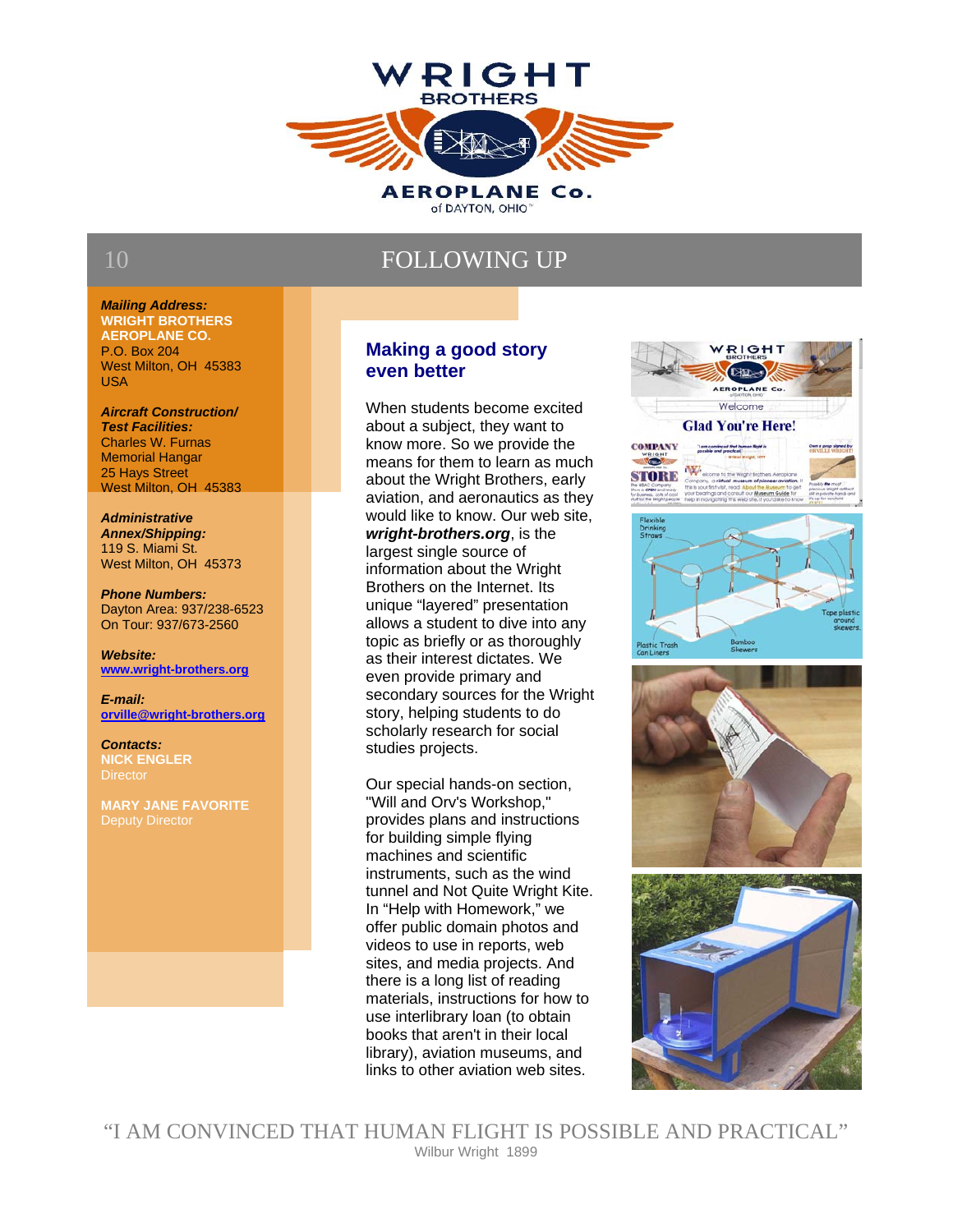# FOLLOWING UP

***Mailing Address:***
**WRIGHT BROTHERS AEROPLANE CO.**
P.O. Box 204
West Milton, OH 45383
USA

***Aircraft Construction/ Test Facilities:***
Charles W. Furnas Memorial Hangar
25 Hays Street
West Milton, OH 45383

***Administrative Annex/Shipping:***
119 S. Miami St.
West Milton, OH 45373

***Phone Numbers:***
Dayton Area: 937/238-6523
On Tour: 937/673-2560

***Website:***
www.wright-brothers.org

***E-mail:***
orville@wright-brothers.org

***Contacts:***
**NICK ENGLER**
Director

**MARY JANE FAVORITE**
Deputy Director

## Making a good story even better

When students become excited about a subject, they want to know more. So we provide the means for them to learn as much about the Wright Brothers, early aviation, and aeronautics as they would like to know. Our web site, ***wright-brothers.org***, is the largest single source of information about the Wright Brothers on the Internet. Its unique "layered" presentation allows a student to dive into any topic as briefly or as thoroughly as their interest dictates. We even provide primary and secondary sources for the Wright story, helping students to do scholarly research for social studies projects.

Our special hands-on section, "Will and Orv's Workshop," provides plans and instructions for building simple flying machines and scientific instruments, such as the wind tunnel and Not Quite Wright Kite. In "Help with Homework," we offer public domain photos and videos to use in reports, web sites, and media projects. And there is a long list of reading materials, instructions for how to use interlibrary loan (to obtain books that aren't in their local library), aviation museums, and links to other aviation web sites.

"I AM CONVINCED THAT HUMAN FLIGHT IS POSSIBLE AND PRACTICAL"
Wilbur Wright 1899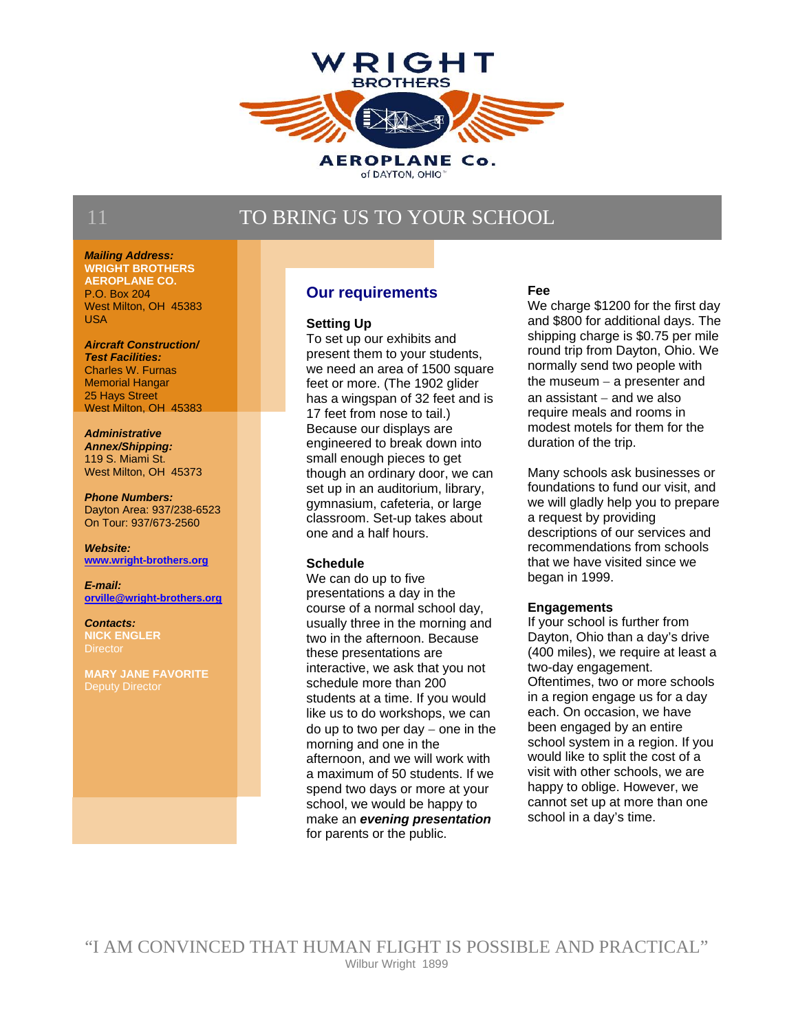# TO BRING US TO YOUR SCHOOL

***Mailing Address:***
**WRIGHT BROTHERS AEROPLANE CO.**
P.O. Box 204
West Milton, OH 45383
USA

***Aircraft Construction/ Test Facilities:***
Charles W. Furnas Memorial Hangar
25 Hays Street
West Milton, OH 45383

***Administrative Annex/Shipping:***
119 S. Miami St.
West Milton, OH 45373

***Phone Numbers:***
Dayton Area: 937/238-6523
On Tour: 937/673-2560

***Website:***
**www.wright-brothers.org**

***E-mail:***
**orville@wright-brothers.org**

***Contacts:***
**NICK ENGLER**
Director

**MARY JANE FAVORITE**
Deputy Director

## Our requirements

**Setting Up**
To set up our exhibits and present them to your students, we need an area of 1500 square feet or more. (The 1902 glider has a wingspan of 32 feet and is 17 feet from nose to tail.) Because our displays are engineered to break down into small enough pieces to get though an ordinary door, we can set up in an auditorium, library, gymnasium, cafeteria, or large classroom. Set-up takes about one and a half hours.

**Schedule**
We can do up to five presentations a day in the course of a normal school day, usually three in the morning and two in the afternoon. Because these presentations are interactive, we ask that you not schedule more than 200 students at a time. If you would like us to do workshops, we can do up to two per day – one in the morning and one in the afternoon, and we will work with a maximum of 50 students. If we spend two days or more at your school, we would be happy to make an ***evening presentation*** for parents or the public.

**Fee**
We charge $1200 for the first day and $800 for additional days. The shipping charge is $0.75 per mile round trip from Dayton, Ohio. We normally send two people with the museum – a presenter and an assistant – and we also require meals and rooms in modest motels for them for the duration of the trip.

Many schools ask businesses or foundations to fund our visit, and we will gladly help you to prepare a request by providing descriptions of our services and recommendations from schools that we have visited since we began in 1999.

**Engagements**
If your school is further from Dayton, Ohio than a day's drive (400 miles), we require at least a two-day engagement. Oftentimes, two or more schools in a region engage us for a day each. On occasion, we have been engaged by an entire school system in a region. If you would like to split the cost of a visit with other schools, we are happy to oblige. However, we cannot set up at more than one school in a day's time.

"I AM CONVINCED THAT HUMAN FLIGHT IS POSSIBLE AND PRACTICAL"
Wilbur Wright 1899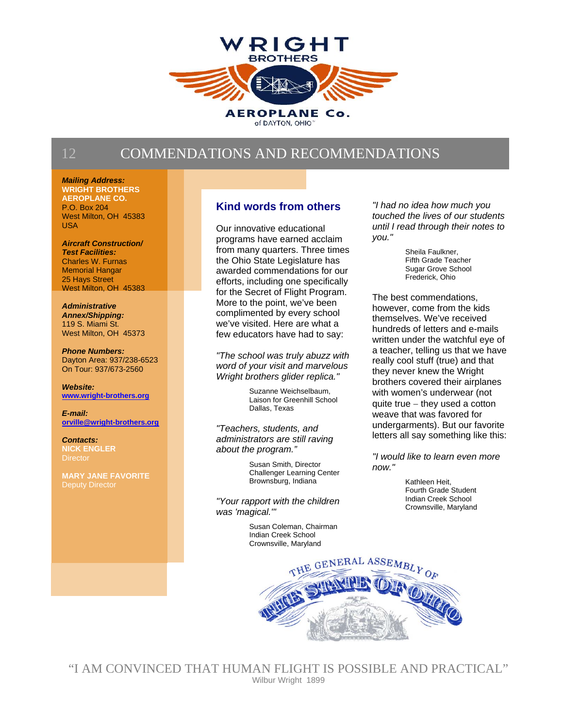# 12 COMMENDATIONS AND RECOMMENDATIONS

***Mailing Address:***
**WRIGHT BROTHERS AEROPLANE CO.**
P.O. Box 204
West Milton, OH 45383
USA

***Aircraft Construction/ Test Facilities:***
Charles W. Furnas Memorial Hangar
25 Hays Street
West Milton, OH 45383

***Administrative Annex/Shipping:***
119 S. Miami St.
West Milton, OH 45373

***Phone Numbers:***
Dayton Area: 937/238-6523
On Tour: 937/673-2560

***Website:***
**www.wright-brothers.org**

***E-mail:***
**orville@wright-brothers.org**

***Contacts:***
**NICK ENGLER**
Director

**MARY JANE FAVORITE**
Deputy Director

## Kind words from others

Our innovative educational programs have earned acclaim from many quarters. Three times the Ohio State Legislature has awarded commendations for our efforts, including one specifically for the Secret of Flight Program. More to the point, we've been complimented by every school we've visited. Here are what a few educators have had to say:

*"The school was truly abuzz with word of your visit and marvelous Wright brothers glider replica."*

Suzanne Weichselbaum,
Laison for Greenhill School
Dallas, Texas

*"Teachers, students, and administrators are still raving about the program."*

Susan Smith, Director
Challenger Learning Center
Brownsburg, Indiana

*"Your rapport with the children was 'magical.'"*

Susan Coleman, Chairman
Indian Creek School
Crownsville, Maryland

*"I had no idea how much you touched the lives of our students until I read through their notes to you."*

Sheila Faulkner,
Fifth Grade Teacher
Sugar Grove School
Frederick, Ohio

The best commendations, however, come from the kids themselves. We've received hundreds of letters and e-mails written under the watchful eye of a teacher, telling us that we have really cool stuff (true) and that they never knew the Wright brothers covered their airplanes with women's underwear (not quite true – they used a cotton weave that was favored for undergarments). But our favorite letters all say something like this:

*"I would like to learn even more now."*

Kathleen Heit,
Fourth Grade Student
Indian Creek School
Crownsville, Maryland

THE GENERAL ASSEMBLY OF THE STATE OF OHIO

"I AM CONVINCED THAT HUMAN FLIGHT IS POSSIBLE AND PRACTICAL"
Wilbur Wright 1899